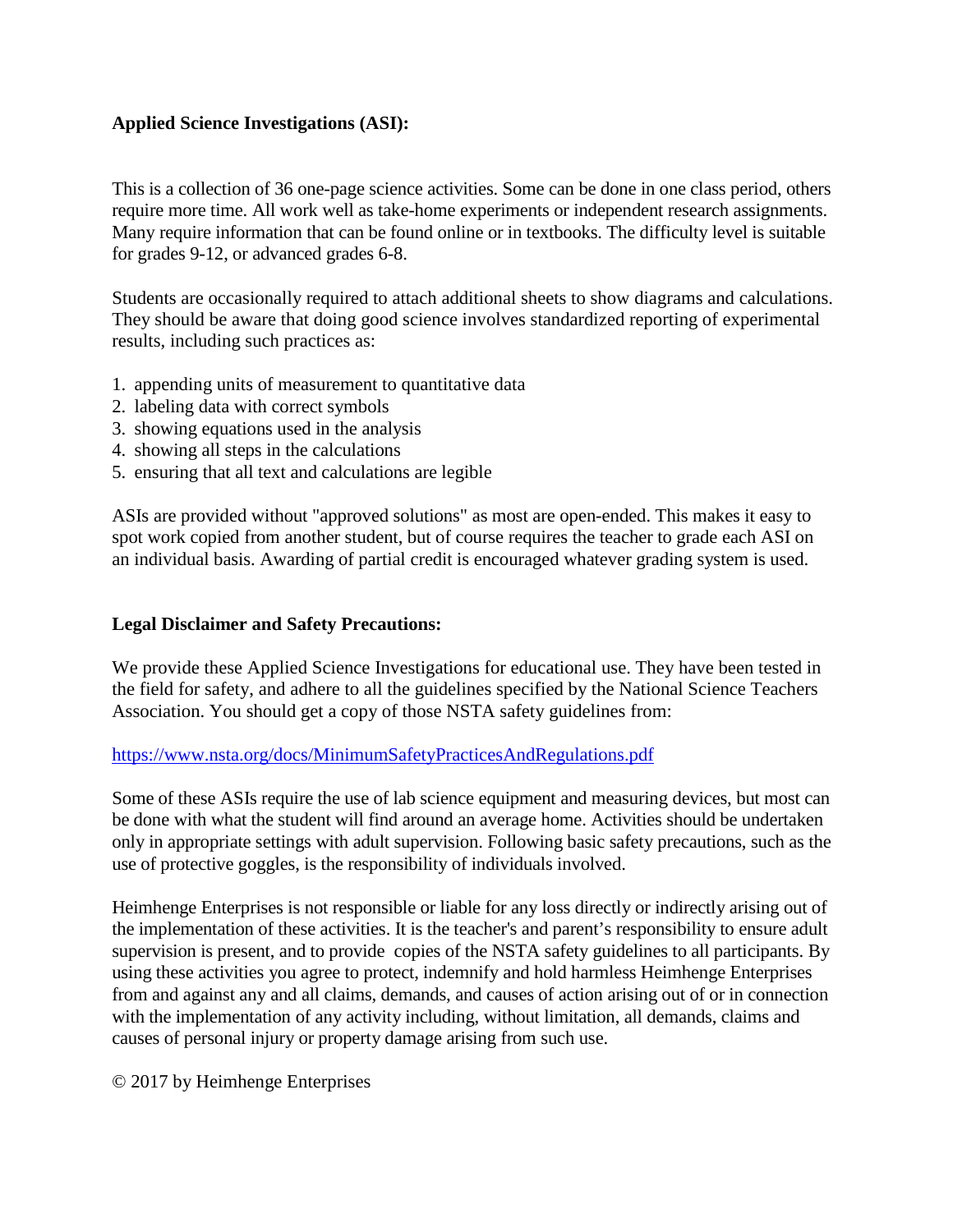**Applied Science Investigations (ASI):**

This is a collection of 36 one-page science activities. Some can be done in one class period, others require more time. All work well as take-home experiments or independent research assignments. Many require information that can be found online or in textbooks. The difficulty level is suitable for grades 9-12, or advanced grades 6-8.

Students are occasionally required to attach additional sheets to show diagrams and calculations. They should be aware that doing good science involves standardized reporting of experimental results, including such practices as:

1. appending units of measurement to quantitative data
2. labeling data with correct symbols
3. showing equations used in the analysis
4. showing all steps in the calculations
5. ensuring that all text and calculations are legible

ASIs are provided without "approved solutions" as most are open-ended. This makes it easy to spot work copied from another student, but of course requires the teacher to grade each ASI on an individual basis. Awarding of partial credit is encouraged whatever grading system is used.

**Legal Disclaimer and Safety Precautions:**

We provide these Applied Science Investigations for educational use. They have been tested in the field for safety, and adhere to all the guidelines specified by the National Science Teachers Association. You should get a copy of those NSTA safety guidelines from:

https://www.nsta.org/docs/MinimumSafetyPracticesAndRegulations.pdf

Some of these ASIs require the use of lab science equipment and measuring devices, but most can be done with what the student will find around an average home. Activities should be undertaken only in appropriate settings with adult supervision. Following basic safety precautions, such as the use of protective goggles, is the responsibility of individuals involved.

Heimhenge Enterprises is not responsible or liable for any loss directly or indirectly arising out of the implementation of these activities. It is the teacher's and parent's responsibility to ensure adult supervision is present, and to provide copies of the NSTA safety guidelines to all participants. By using these activities you agree to protect, indemnify and hold harmless Heimhenge Enterprises from and against any and all claims, demands, and causes of action arising out of or in connection with the implementation of any activity including, without limitation, all demands, claims and causes of personal injury or property damage arising from such use.

© 2017 by Heimhenge Enterprises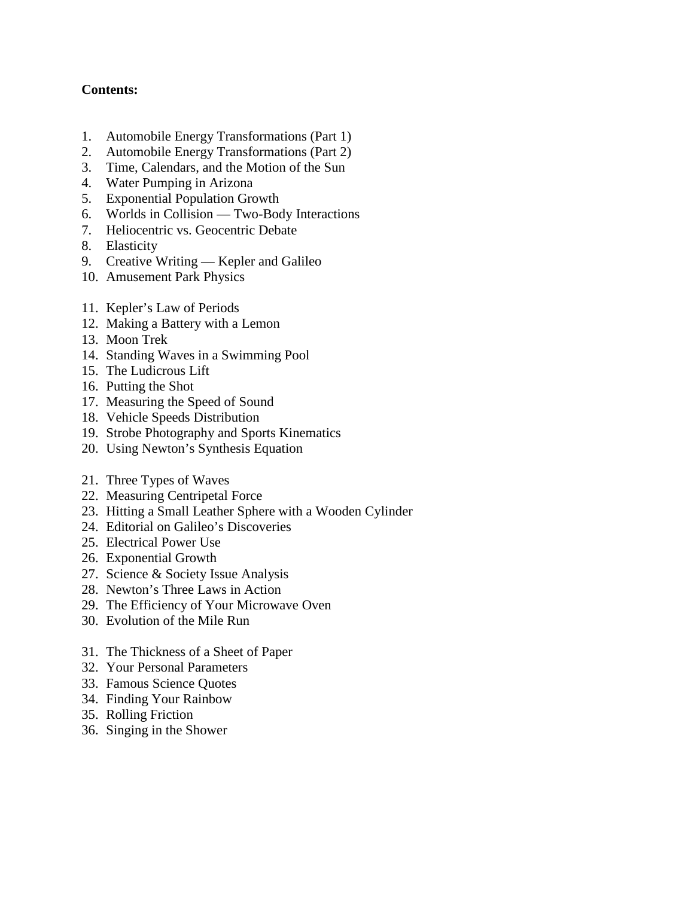**Contents:**

1. Automobile Energy Transformations (Part 1)
2. Automobile Energy Transformations (Part 2)
3. Time, Calendars, and the Motion of the Sun
4. Water Pumping in Arizona
5. Exponential Population Growth
6. Worlds in Collision — Two-Body Interactions
7. Heliocentric vs. Geocentric Debate
8. Elasticity
9. Creative Writing — Kepler and Galileo
10. Amusement Park Physics

11. Kepler's Law of Periods
12. Making a Battery with a Lemon
13. Moon Trek
14. Standing Waves in a Swimming Pool
15. The Ludicrous Lift
16. Putting the Shot
17. Measuring the Speed of Sound
18. Vehicle Speeds Distribution
19. Strobe Photography and Sports Kinematics
20. Using Newton's Synthesis Equation

21. Three Types of Waves
22. Measuring Centripetal Force
23. Hitting a Small Leather Sphere with a Wooden Cylinder
24. Editorial on Galileo's Discoveries
25. Electrical Power Use
26. Exponential Growth
27. Science & Society Issue Analysis
28. Newton's Three Laws in Action
29. The Efficiency of Your Microwave Oven
30. Evolution of the Mile Run

31. The Thickness of a Sheet of Paper
32. Your Personal Parameters
33. Famous Science Quotes
34. Finding Your Rainbow
35. Rolling Friction
36. Singing in the Shower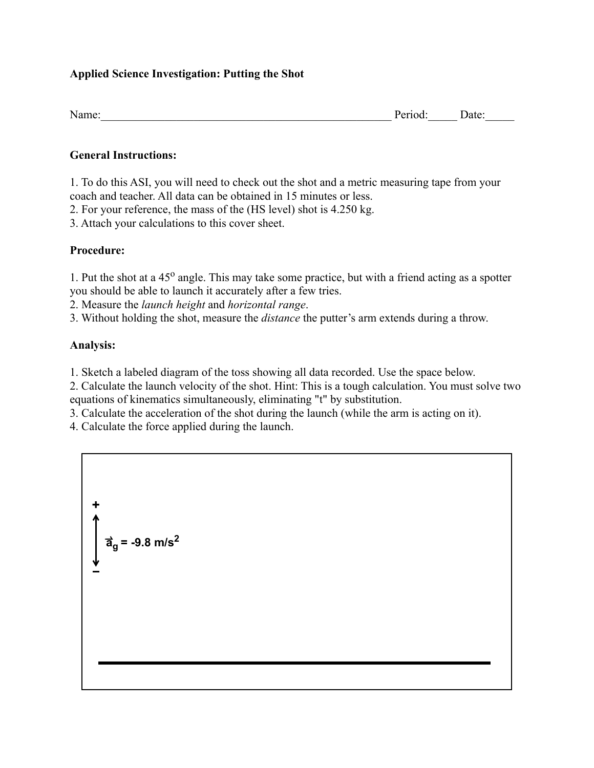**Applied Science Investigation: Putting the Shot**

Name:\_\_\_\_\_\_\_\_\_\_\_\_\_\_\_\_\_\_\_\_\_\_\_\_\_\_\_\_\_\_\_\_\_\_\_\_\_\_\_\_\_\_\_\_\_\_\_\_\_\_ Period:\_\_\_\_\_ Date:\_\_\_\_\_

**General Instructions:**

1. To do this ASI, you will need to check out the shot and a metric measuring tape from your coach and teacher. All data can be obtained in 15 minutes or less.
2. For your reference, the mass of the (HS level) shot is 4.250 kg.
3. Attach your calculations to this cover sheet.

**Procedure:**

1. Put the shot at a 45$^o$ angle. This may take some practice, but with a friend acting as a spotter you should be able to launch it accurately after a few tries.
2. Measure the *launch height* and *horizontal range*.
3. Without holding the shot, measure the *distance* the putter's arm extends during a throw.

**Analysis:**

1. Sketch a labeled diagram of the toss showing all data recorded. Use the space below.
2. Calculate the launch velocity of the shot. Hint: This is a tough calculation. You must solve two equations of kinematics simultaneously, eliminating "t" by substitution.
3. Calculate the acceleration of the shot during the launch (while the arm is acting on it).
4. Calculate the force applied during the launch.

+

$\vec{a}_g$ = -9.8 m/s$^2$

−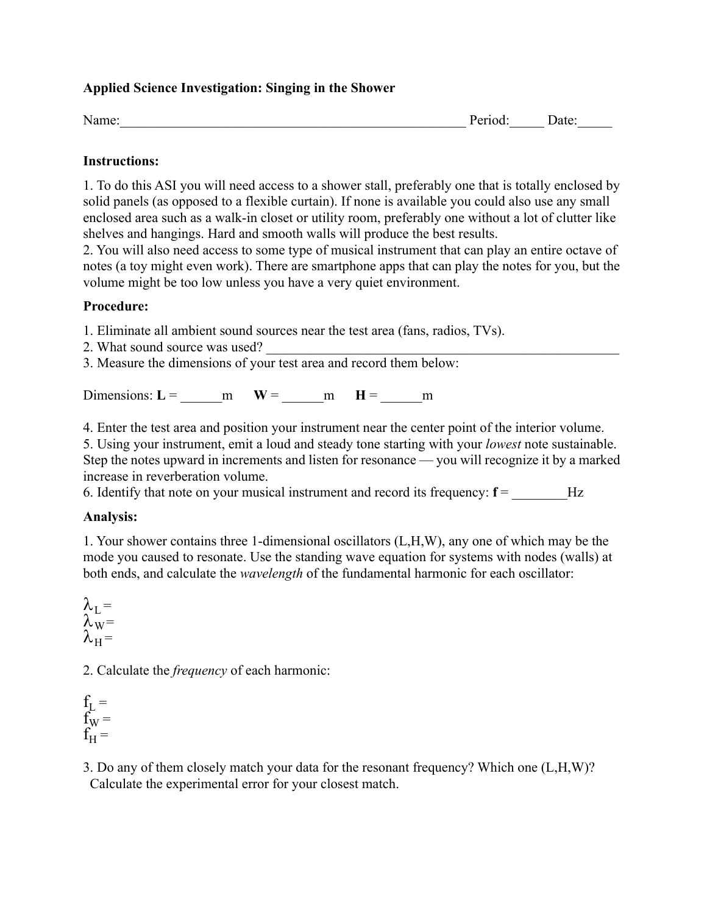**Applied Science Investigation: Singing in the Shower**

Name:___________________________________________________ Period:_____ Date:_____

**Instructions:**

1. To do this ASI you will need access to a shower stall, preferably one that is totally enclosed by solid panels (as opposed to a flexible curtain). If none is available you could also use any small enclosed area such as a walk-in closet or utility room, preferably one without a lot of clutter like shelves and hangings. Hard and smooth walls will produce the best results.
2. You will also need access to some type of musical instrument that can play an entire octave of notes (a toy might even work). There are smartphone apps that can play the notes for you, but the volume might be too low unless you have a very quiet environment.

**Procedure:**

1. Eliminate all ambient sound sources near the test area (fans, radios, TVs).
2. What sound source was used? ______________________________________________________
3. Measure the dimensions of your test area and record them below:

Dimensions: **L** = ______m **W** = ______m **H** = ______m

4. Enter the test area and position your instrument near the center point of the interior volume.
5. Using your instrument, emit a loud and steady tone starting with your *lowest* note sustainable. Step the notes upward in increments and listen for resonance — you will recognize it by a marked increase in reverberation volume.
6. Identify that note on your musical instrument and record its frequency: **f** = ________Hz

**Analysis:**

1. Your shower contains three 1-dimensional oscillators (L,H,W), any one of which may be the mode you caused to resonate. Use the standing wave equation for systems with nodes (walls) at both ends, and calculate the *wavelength* of the fundamental harmonic for each oscillator:

$\lambda_L =$
$\lambda_W =$
$\lambda_H =$

2. Calculate the *frequency* of each harmonic:

$f_L =$
$f_W =$
$f_H =$

3. Do any of them closely match your data for the resonant frequency? Which one (L,H,W)? Calculate the experimental error for your closest match.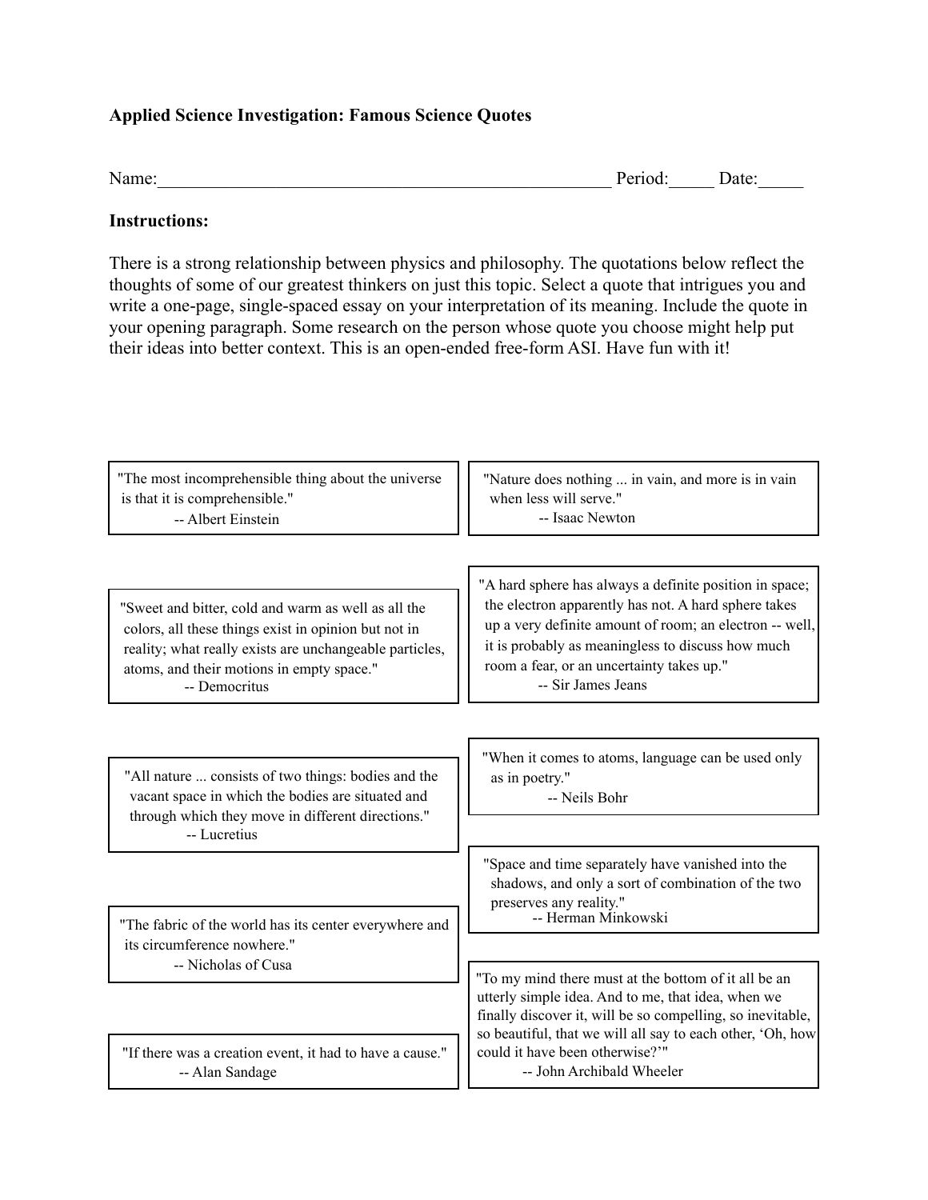**Applied Science Investigation: Famous Science Quotes**

Name:__________________________________________________ Period:_____ Date:_____

**Instructions:**

There is a strong relationship between physics and philosophy. The quotations below reflect the thoughts of some of our greatest thinkers on just this topic. Select a quote that intrigues you and write a one-page, single-spaced essay on your interpretation of its meaning. Include the quote in your opening paragraph. Some research on the person whose quote you choose might help put their ideas into better context. This is an open-ended free-form ASI. Have fun with it!

> "The most incomprehensible thing about the universe is that it is comprehensible."
> -- Albert Einstein

> "Nature does nothing ... in vain, and more is in vain when less will serve."
> -- Isaac Newton

> "Sweet and bitter, cold and warm as well as all the colors, all these things exist in opinion but not in reality; what really exists are unchangeable particles, atoms, and their motions in empty space."
> -- Democritus

> "A hard sphere has always a definite position in space; the electron apparently has not. A hard sphere takes up a very definite amount of room; an electron -- well, it is probably as meaningless to discuss how much room a fear, or an uncertainty takes up."
> -- Sir James Jeans

> "All nature ... consists of two things: bodies and the vacant space in which the bodies are situated and through which they move in different directions."
> -- Lucretius

> "When it comes to atoms, language can be used only as in poetry."
> -- Neils Bohr

> "Space and time separately have vanished into the shadows, and only a sort of combination of the two preserves any reality."
> -- Herman Minkowski

> "The fabric of the world has its center everywhere and its circumference nowhere."
> -- Nicholas of Cusa

> "To my mind there must at the bottom of it all be an utterly simple idea. And to me, that idea, when we finally discover it, will be so compelling, so inevitable, so beautiful, that we will all say to each other, 'Oh, how could it have been otherwise?'"
> -- John Archibald Wheeler

> "If there was a creation event, it had to have a cause."
> -- Alan Sandage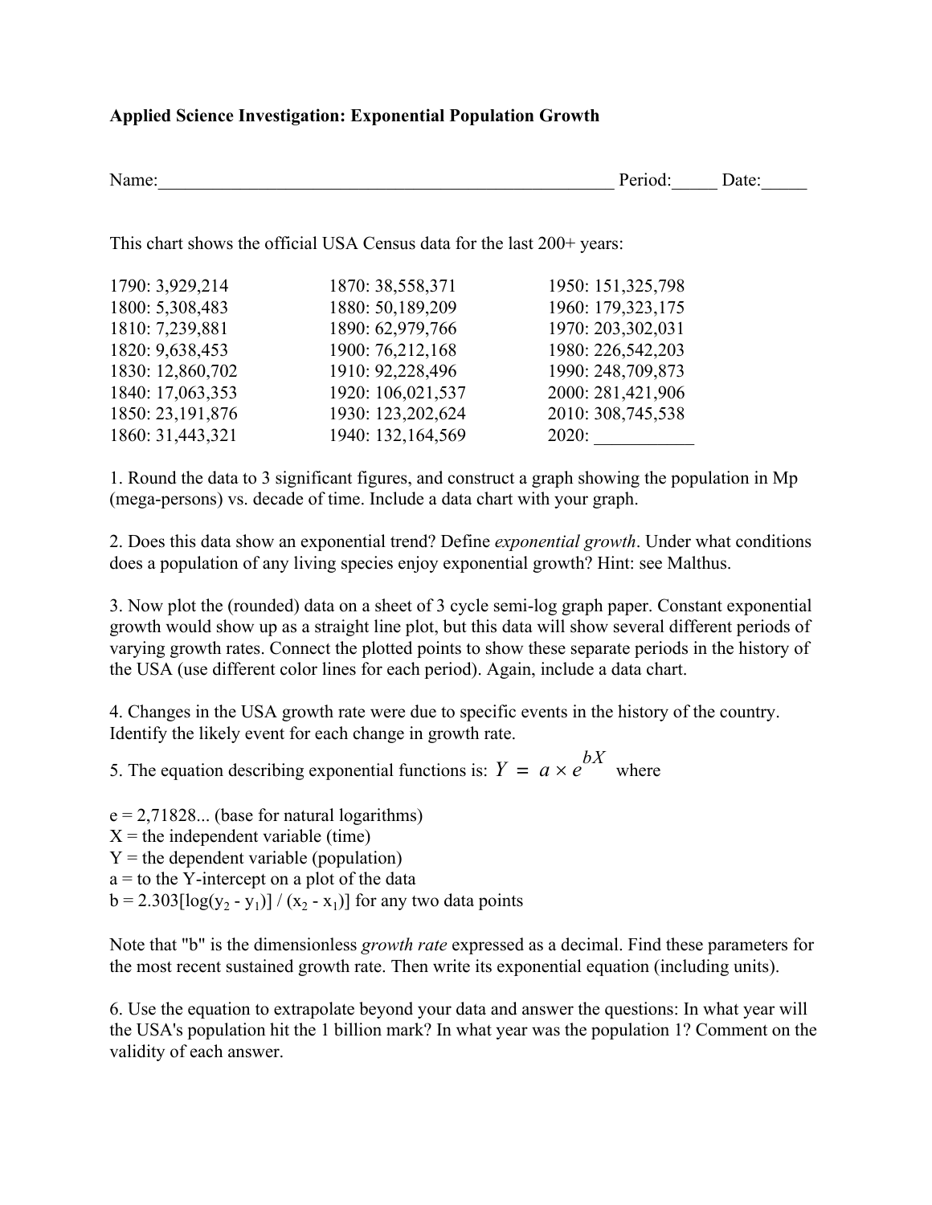**Applied Science Investigation: Exponential Population Growth**

Name:\_\_\_\_\_\_\_\_\_\_\_\_\_\_\_\_\_\_\_\_\_\_\_\_\_\_\_\_\_\_\_\_\_\_\_\_\_\_\_\_\_\_\_\_\_\_\_\_\_\_\_ Period:\_\_\_\_\_ Date:\_\_\_\_\_

This chart shows the official USA Census data for the last 200+ years:

| | | |
|---|---|---|
| 1790: 3,929,214 | 1870: 38,558,371 | 1950: 151,325,798 |
| 1800: 5,308,483 | 1880: 50,189,209 | 1960: 179,323,175 |
| 1810: 7,239,881 | 1890: 62,979,766 | 1970: 203,302,031 |
| 1820: 9,638,453 | 1900: 76,212,168 | 1980: 226,542,203 |
| 1830: 12,860,702 | 1910: 92,228,496 | 1990: 248,709,873 |
| 1840: 17,063,353 | 1920: 106,021,537 | 2000: 281,421,906 |
| 1850: 23,191,876 | 1930: 123,202,624 | 2010: 308,745,538 |
| 1860: 31,443,321 | 1940: 132,164,569 | 2020: \_\_\_\_\_\_\_\_\_\_\_ |

1. Round the data to 3 significant figures, and construct a graph showing the population in Mp (mega-persons) vs. decade of time. Include a data chart with your graph.

2. Does this data show an exponential trend? Define *exponential growth*. Under what conditions does a population of any living species enjoy exponential growth? Hint: see Malthus.

3. Now plot the (rounded) data on a sheet of 3 cycle semi-log graph paper. Constant exponential growth would show up as a straight line plot, but this data will show several different periods of varying growth rates. Connect the plotted points to show these separate periods in the history of the USA (use different color lines for each period). Again, include a data chart.

4. Changes in the USA growth rate were due to specific events in the history of the country. Identify the likely event for each change in growth rate.

5. The equation describing exponential functions is: $Y = a \times e^{bX}$ where

e = 2,71828... (base for natural logarithms)
X = the independent variable (time)
Y = the dependent variable (population)
a = to the Y-intercept on a plot of the data
b = $2.303[\log(y_2 - y_1)] / (x_2 - x_1)]$ for any two data points

Note that "b" is the dimensionless *growth rate* expressed as a decimal. Find these parameters for the most recent sustained growth rate. Then write its exponential equation (including units).

6. Use the equation to extrapolate beyond your data and answer the questions: In what year will the USA's population hit the 1 billion mark? In what year was the population 1? Comment on the validity of each answer.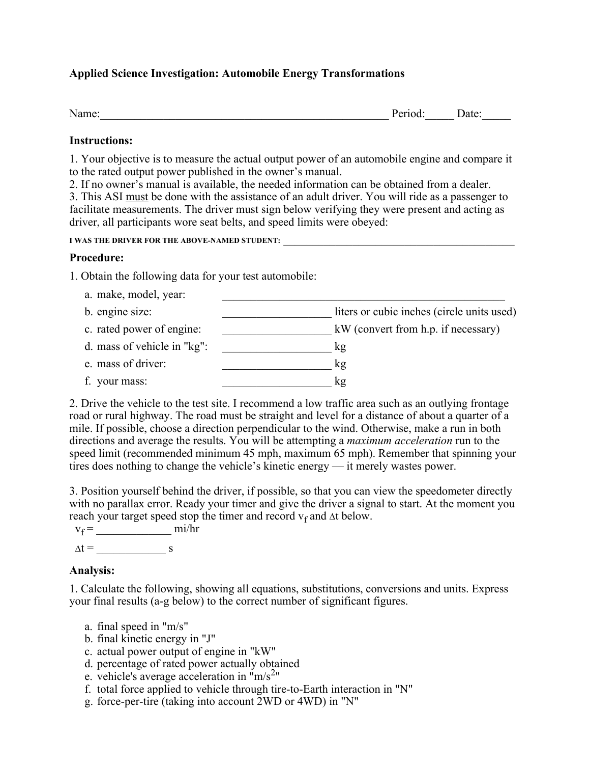## Applied Science Investigation: Automobile Energy Transformations

Name:\_\_\_\_\_\_\_\_\_\_\_\_\_\_\_\_\_\_\_\_\_\_\_\_\_\_\_\_\_\_\_\_\_\_\_\_\_\_\_\_\_\_\_\_\_\_\_\_\_\_\_\_ Period:\_\_\_\_\_ Date:\_\_\_\_\_

**Instructions:**

1. Your objective is to measure the actual output power of an automobile engine and compare it to the rated output power published in the owner's manual.
2. If no owner's manual is available, the needed information can be obtained from a dealer.
3. This ASI must be done with the assistance of an adult driver. You will ride as a passenger to facilitate measurements. The driver must sign below verifying they were present and acting as driver, all participants wore seat belts, and speed limits were obeyed:

I WAS THE DRIVER FOR THE ABOVE-NAMED STUDENT: \_\_\_\_\_\_\_\_\_\_\_\_\_\_\_\_\_\_\_\_\_\_\_\_\_\_\_\_\_\_\_\_\_\_\_\_\_\_\_\_\_\_\_\_\_\_

**Procedure:**

1. Obtain the following data for your test automobile:

   a. make, model, year: \_\_\_\_\_\_\_\_\_\_\_\_\_\_\_\_\_\_\_\_\_\_\_\_\_\_\_\_\_\_\_\_\_\_\_\_\_\_\_\_\_\_\_\_\_\_\_\_\_\_
   b. engine size: \_\_\_\_\_\_\_\_\_\_\_\_\_\_\_\_\_\_\_ liters or cubic inches (circle units used)
   c. rated power of engine: \_\_\_\_\_\_\_\_\_\_\_\_\_\_\_\_\_\_\_ kW (convert from h.p. if necessary)
   d. mass of vehicle in "kg": \_\_\_\_\_\_\_\_\_\_\_\_\_\_\_\_\_\_\_ kg
   e. mass of driver: \_\_\_\_\_\_\_\_\_\_\_\_\_\_\_\_\_\_\_ kg
   f. your mass: \_\_\_\_\_\_\_\_\_\_\_\_\_\_\_\_\_\_\_ kg

2. Drive the vehicle to the test site. I recommend a low traffic area such as an outlying frontage road or rural highway. The road must be straight and level for a distance of about a quarter of a mile. If possible, choose a direction perpendicular to the wind. Otherwise, make a run in both directions and average the results. You will be attempting a *maximum acceleration* run to the speed limit (recommended minimum 45 mph, maximum 65 mph). Remember that spinning your tires does nothing to change the vehicle's kinetic energy — it merely wastes power.

3. Position yourself behind the driver, if possible, so that you can view the speedometer directly with no parallax error. Ready your timer and give the driver a signal to start. At the moment you reach your target speed stop the timer and record $v_f$ and $\Delta t$ below.

   $v_f$ = \_\_\_\_\_\_\_\_\_\_\_\_\_ mi/hr

   $\Delta t$ = \_\_\_\_\_\_\_\_\_\_\_\_ s

**Analysis:**

1. Calculate the following, showing all equations, substitutions, conversions and units. Express your final results (a-g below) to the correct number of significant figures.

   a. final speed in "m/s"
   b. final kinetic energy in "J"
   c. actual power output of engine in "kW"
   d. percentage of rated power actually obtained
   e. vehicle's average acceleration in "$m/s^2$"
   f. total force applied to vehicle through tire-to-Earth interaction in "N"
   g. force-per-tire (taking into account 2WD or 4WD) in "N"